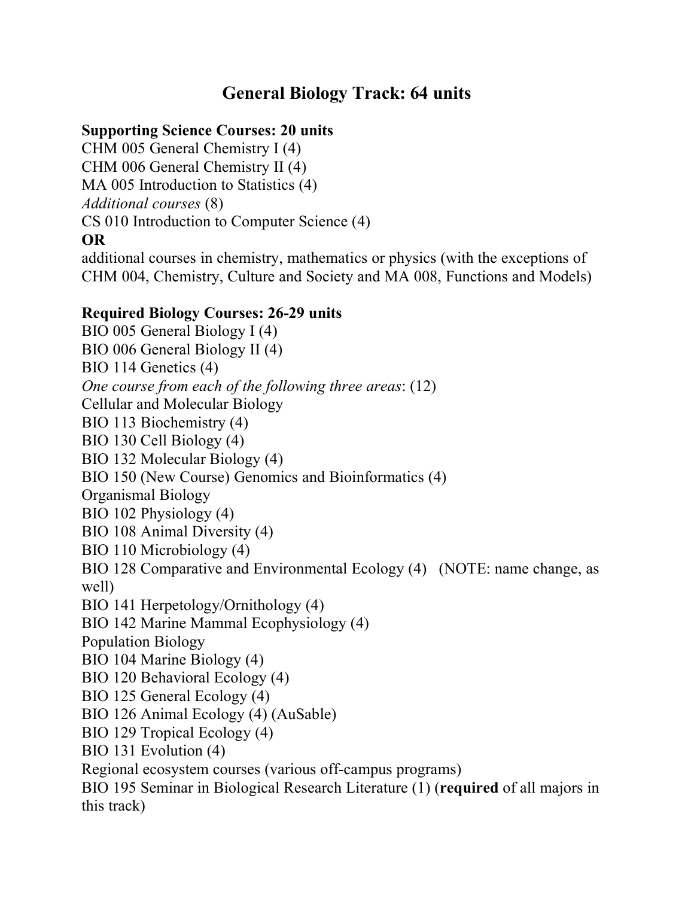# General Biology Track: 64 units

**Supporting Science Courses: 20 units**

CHM 005 General Chemistry I (4)
CHM 006 General Chemistry II (4)
MA 005 Introduction to Statistics (4)
*Additional courses* (8)
CS 010 Introduction to Computer Science (4)
**OR**
additional courses in chemistry, mathematics or physics (with the exceptions of CHM 004, Chemistry, Culture and Society and MA 008, Functions and Models)

**Required Biology Courses: 26-29 units**

BIO 005 General Biology I (4)
BIO 006 General Biology II (4)
BIO 114 Genetics (4)
*One course from each of the following three areas*: (12)
Cellular and Molecular Biology
BIO 113 Biochemistry (4)
BIO 130 Cell Biology (4)
BIO 132 Molecular Biology (4)
BIO 150 (New Course) Genomics and Bioinformatics (4)
Organismal Biology
BIO 102 Physiology (4)
BIO 108 Animal Diversity (4)
BIO 110 Microbiology (4)
BIO 128 Comparative and Environmental Ecology (4) (NOTE: name change, as well)
BIO 141 Herpetology/Ornithology (4)
BIO 142 Marine Mammal Ecophysiology (4)
Population Biology
BIO 104 Marine Biology (4)
BIO 120 Behavioral Ecology (4)
BIO 125 General Ecology (4)
BIO 126 Animal Ecology (4) (AuSable)
BIO 129 Tropical Ecology (4)
BIO 131 Evolution (4)
Regional ecosystem courses (various off-campus programs)
BIO 195 Seminar in Biological Research Literature (1) (**required** of all majors in this track)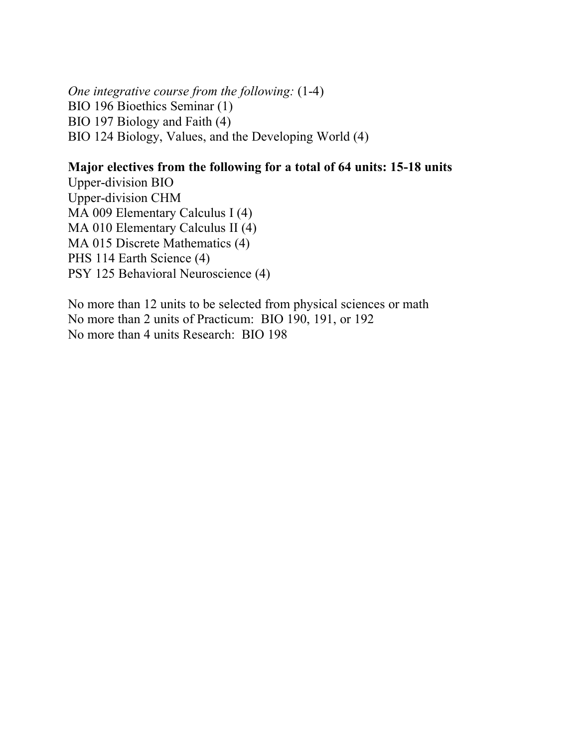*One integrative course from the following:* (1-4)
BIO 196 Bioethics Seminar (1)
BIO 197 Biology and Faith (4)
BIO 124 Biology, Values, and the Developing World (4)

**Major electives from the following for a total of 64 units: 15-18 units**
Upper-division BIO
Upper-division CHM
MA 009 Elementary Calculus I (4)
MA 010 Elementary Calculus II (4)
MA 015 Discrete Mathematics (4)
PHS 114 Earth Science (4)
PSY 125 Behavioral Neuroscience (4)

No more than 12 units to be selected from physical sciences or math
No more than 2 units of Practicum: BIO 190, 191, or 192
No more than 4 units Research: BIO 198